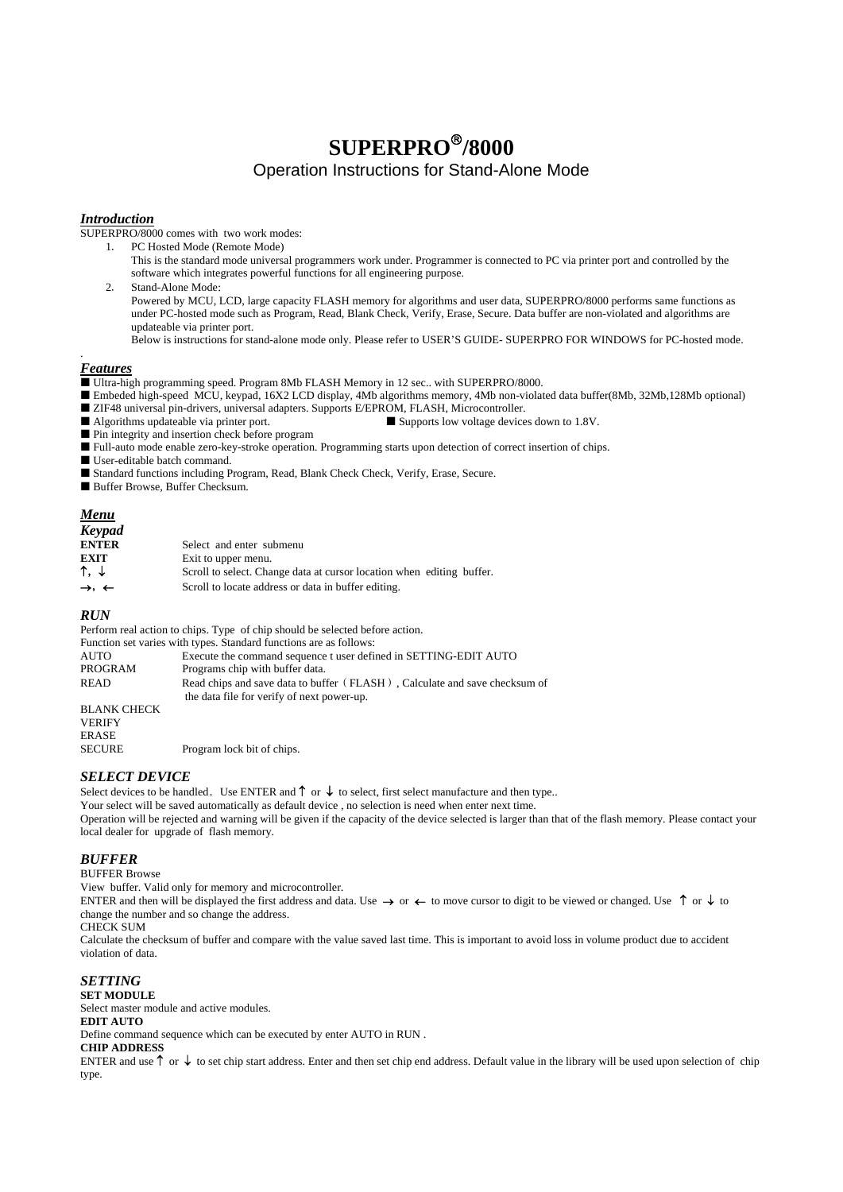# SUPERPRO®/8000

## Operation Instructions for Stand-Alone Mode

### *Introduction*

SUPERPRO/8000 comes with two work modes:

1. PC Hosted Mode (Remote Mode)
   This is the standard mode universal programmers work under. Programmer is connected to PC via printer port and controlled by the software which integrates powerful functions for all engineering purpose.
2. Stand-Alone Mode:
   Powered by MCU, LCD, large capacity FLASH memory for algorithms and user data, SUPERPRO/8000 performs same functions as under PC-hosted mode such as Program, Read, Blank Check, Verify, Erase, Secure. Data buffer are non-violated and algorithms are updateable via printer port.
   Below is instructions for stand-alone mode only. Please refer to USER'S GUIDE- SUPERPRO FOR WINDOWS for PC-hosted mode.

.

### *Features*

- ■ Ultra-high programming speed. Program 8Mb FLASH Memory in 12 sec.. with SUPERPRO/8000.
- ■ Embeded high-speed MCU, keypad, 16X2 LCD display, 4Mb algorithms memory, 4Mb non-violated data buffer(8Mb, 32Mb,128Mb optional)
- ■ ZIF48 universal pin-drivers, universal adapters. Supports E/EPROM, FLASH, Microcontroller.
- ■ Algorithms updateable via printer port.
- ■ Supports low voltage devices down to 1.8V.
- ■ Pin integrity and insertion check before program
- ■ Full-auto mode enable zero-key-stroke operation. Programming starts upon detection of correct insertion of chips.
- ■ User-editable batch command.
- ■ Standard functions including Program, Read, Blank Check Check, Verify, Erase, Secure.
- ■ Buffer Browse, Buffer Checksum.

### *Menu*

#### *Keypad*

| | |
|---|---|
| **ENTER** | Select and enter submenu |
| **EXIT** | Exit to upper menu. |
| ↑, ↓ | Scroll to select. Change data at cursor location when editing buffer. |
| →, ← | Scroll to locate address or data in buffer editing. |

### *RUN*

Perform real action to chips. Type of chip should be selected before action.
Function set varies with types. Standard functions are as follows:

| | |
|---|---|
| AUTO | Execute the command sequence t user defined in SETTING-EDIT AUTO |
| PROGRAM | Programs chip with buffer data. |
| READ | Read chips and save data to buffer（FLASH）, Calculate and save checksum of the data file for verify of next power-up. |
| BLANK CHECK | |
| VERIFY | |
| ERASE | |
| SECURE | Program lock bit of chips. |

### *SELECT DEVICE*

Select devices to be handled. Use ENTER and ↑ or ↓ to select, first select manufacture and then type..
Your select will be saved automatically as default device , no selection is need when enter next time.
Operation will be rejected and warning will be given if the capacity of the device selected is larger than that of the flash memory. Please contact your local dealer for upgrade of flash memory.

### *BUFFER*

BUFFER Browse

View buffer. Valid only for memory and microcontroller.
ENTER and then will be displayed the first address and data. Use → or ← to move cursor to digit to be viewed or changed. Use ↑ or ↓ to change the number and so change the address.

CHECK SUM

Calculate the checksum of buffer and compare with the value saved last time. This is important to avoid loss in volume product due to accident violation of data.

### *SETTING*

**SET MODULE**

Select master module and active modules.

**EDIT AUTO**

Define command sequence which can be executed by enter AUTO in RUN .

**CHIP ADDRESS**

ENTER and use ↑ or ↓ to set chip start address. Enter and then set chip end address. Default value in the library will be used upon selection of chip type.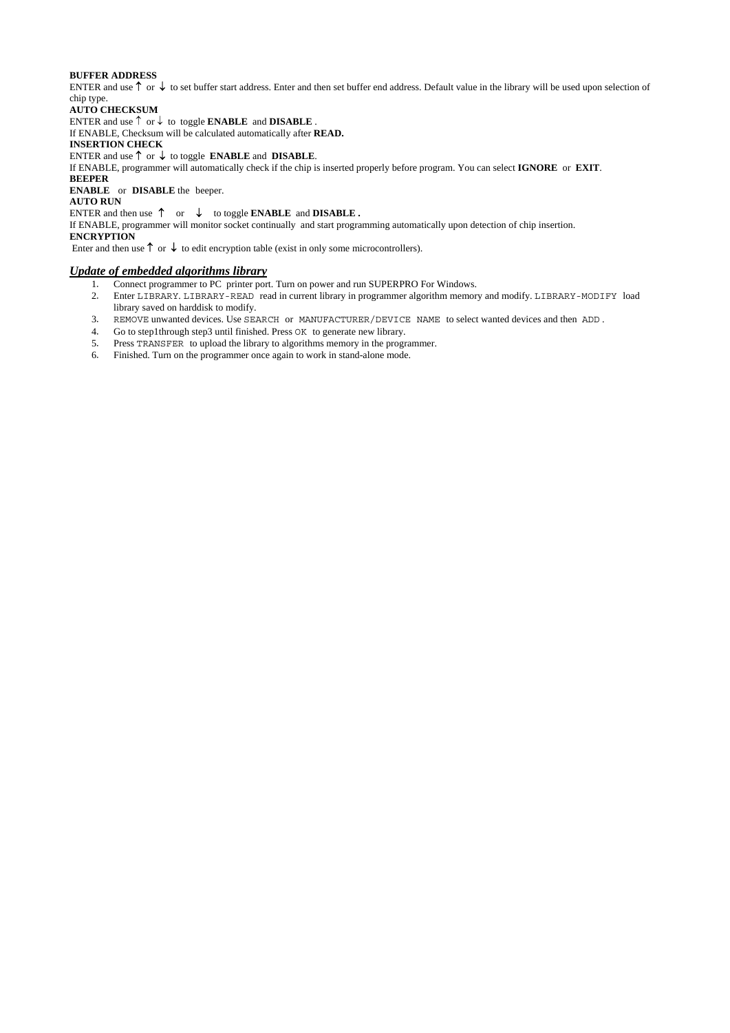**BUFFER ADDRESS**
ENTER and use ↑ or ↓ to set buffer start address. Enter and then set buffer end address. Default value in the library will be used upon selection of chip type.
**AUTO CHECKSUM**
ENTER and use ↑ or ↓ to toggle **ENABLE** and **DISABLE** .
If ENABLE, Checksum will be calculated automatically after **READ.**
**INSERTION CHECK**
ENTER and use ↑ or ↓ to toggle **ENABLE** and **DISABLE**.
If ENABLE, programmer will automatically check if the chip is inserted properly before program. You can select **IGNORE** or **EXIT**.
**BEEPER**
**ENABLE** or **DISABLE** the beeper.
**AUTO RUN**
ENTER and then use ↑ or ↓ to toggle **ENABLE** and **DISABLE .**
If ENABLE, programmer will monitor socket continually and start programming automatically upon detection of chip insertion.
**ENCRYPTION**
Enter and then use ↑ or ↓ to edit encryption table (exist in only some microcontrollers).

### ***Update of embedded algorithms library***

1. Connect programmer to PC printer port. Turn on power and run SUPERPRO For Windows.
2. Enter `LIBRARY`. `LIBRARY-READ` read in current library in programmer algorithm memory and modify. `LIBRARY-MODIFY` load library saved on harddisk to modify.
3. `REMOVE` unwanted devices. Use `SEARCH` or `MANUFACTURER/DEVICE NAME` to select wanted devices and then `ADD` .
4. Go to step1through step3 until finished. Press `OK` to generate new library.
5. Press `TRANSFER` to upload the library to algorithms memory in the programmer.
6. Finished. Turn on the programmer once again to work in stand-alone mode.